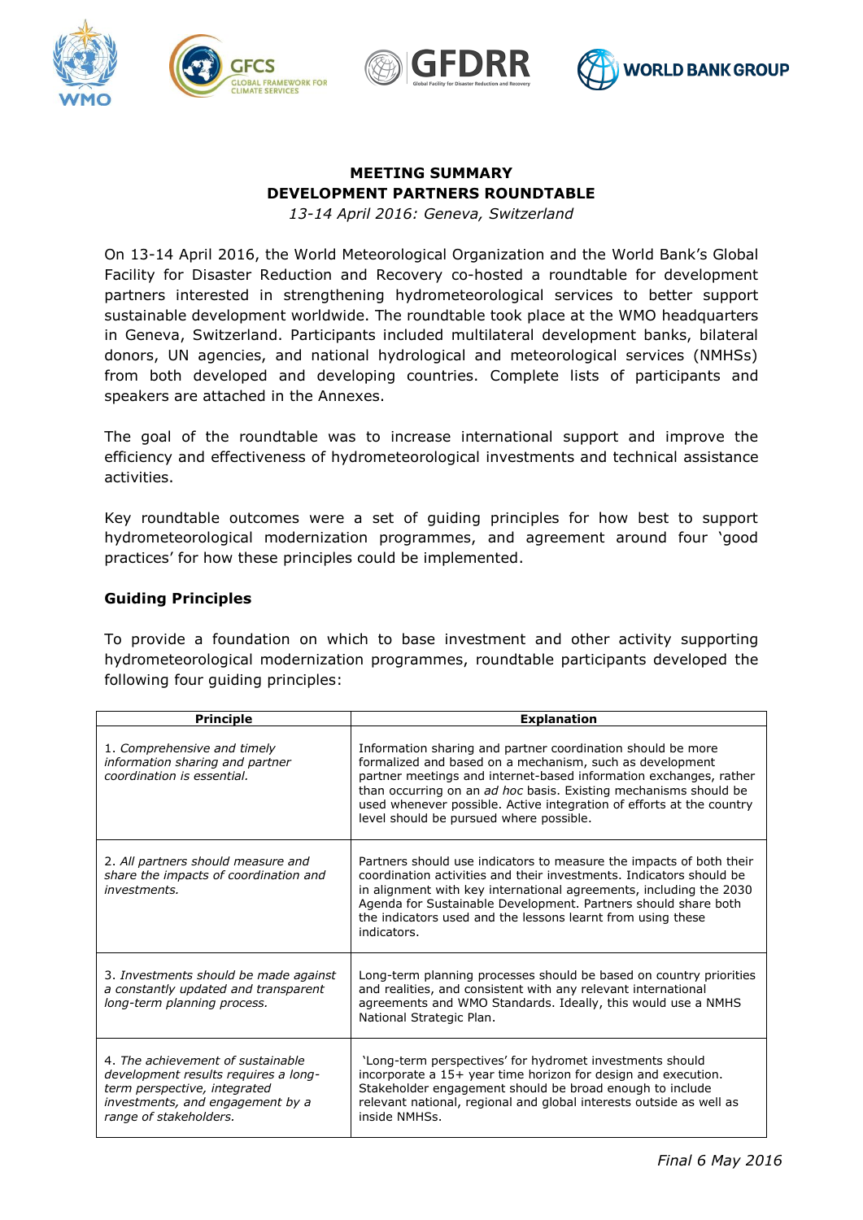**MEETING SUMMARY**
**DEVELOPMENT PARTNERS ROUNDTABLE**

*13-14 April 2016: Geneva, Switzerland*

On 13-14 April 2016, the World Meteorological Organization and the World Bank's Global Facility for Disaster Reduction and Recovery co-hosted a roundtable for development partners interested in strengthening hydrometeorological services to better support sustainable development worldwide. The roundtable took place at the WMO headquarters in Geneva, Switzerland. Participants included multilateral development banks, bilateral donors, UN agencies, and national hydrological and meteorological services (NMHSs) from both developed and developing countries. Complete lists of participants and speakers are attached in the Annexes.

The goal of the roundtable was to increase international support and improve the efficiency and effectiveness of hydrometeorological investments and technical assistance activities.

Key roundtable outcomes were a set of guiding principles for how best to support hydrometeorological modernization programmes, and agreement around four 'good practices' for how these principles could be implemented.

**Guiding Principles**

To provide a foundation on which to base investment and other activity supporting hydrometeorological modernization programmes, roundtable participants developed the following four guiding principles:

| Principle | Explanation |
| --- | --- |
| 1. *Comprehensive and timely information sharing and partner coordination is essential.* | Information sharing and partner coordination should be more formalized and based on a mechanism, such as development partner meetings and internet-based information exchanges, rather than occurring on an *ad hoc* basis. Existing mechanisms should be used whenever possible. Active integration of efforts at the country level should be pursued where possible. |
| 2. *All partners should measure and share the impacts of coordination and investments.* | Partners should use indicators to measure the impacts of both their coordination activities and their investments. Indicators should be in alignment with key international agreements, including the 2030 Agenda for Sustainable Development. Partners should share both the indicators used and the lessons learnt from using these indicators. |
| 3. *Investments should be made against a constantly updated and transparent long-term planning process.* | Long-term planning processes should be based on country priorities and realities, and consistent with any relevant international agreements and WMO Standards. Ideally, this would use a NMHS National Strategic Plan. |
| 4. *The achievement of sustainable development results requires a long-term perspective, integrated investments, and engagement by a range of stakeholders.* | 'Long-term perspectives' for hydromet investments should incorporate a 15+ year time horizon for design and execution. Stakeholder engagement should be broad enough to include relevant national, regional and global interests outside as well as inside NMHSs. |

*Final 6 May 2016*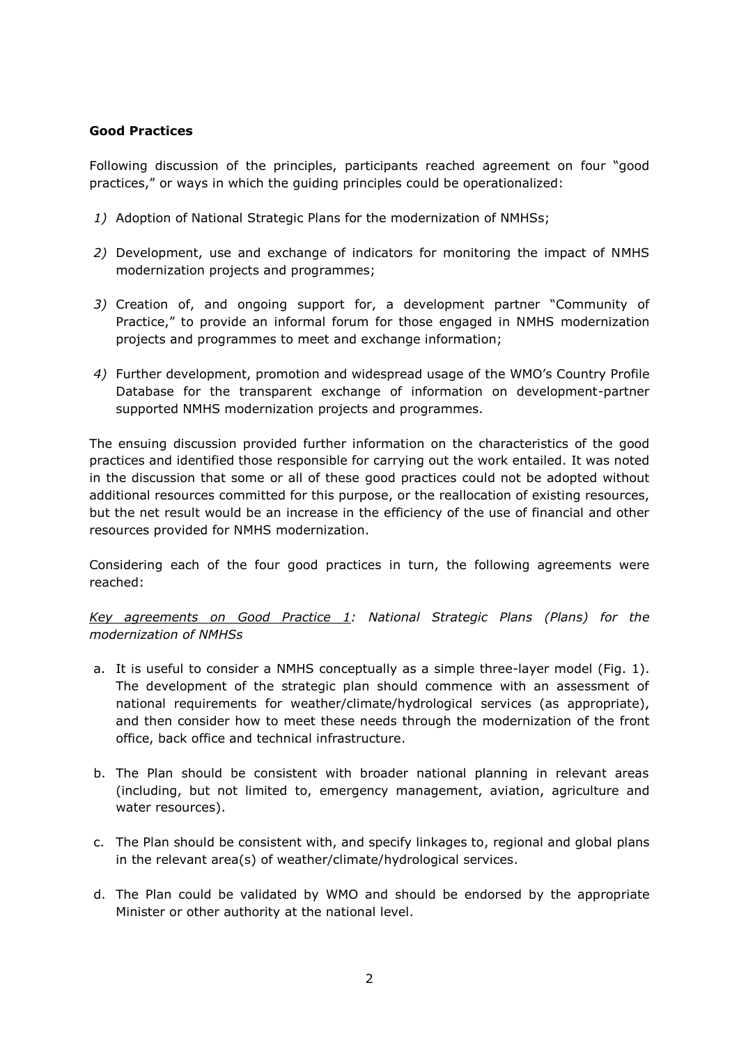**Good Practices**

Following discussion of the principles, participants reached agreement on four "good practices," or ways in which the guiding principles could be operationalized:

*1)* Adoption of National Strategic Plans for the modernization of NMHSs;

*2)* Development, use and exchange of indicators for monitoring the impact of NMHS modernization projects and programmes;

*3)* Creation of, and ongoing support for, a development partner "Community of Practice," to provide an informal forum for those engaged in NMHS modernization projects and programmes to meet and exchange information;

*4)* Further development, promotion and widespread usage of the WMO's Country Profile Database for the transparent exchange of information on development-partner supported NMHS modernization projects and programmes.

The ensuing discussion provided further information on the characteristics of the good practices and identified those responsible for carrying out the work entailed. It was noted in the discussion that some or all of these good practices could not be adopted without additional resources committed for this purpose, or the reallocation of existing resources, but the net result would be an increase in the efficiency of the use of financial and other resources provided for NMHS modernization.

Considering each of the four good practices in turn, the following agreements were reached:

*<u>Key agreements on Good Practice 1</u>: National Strategic Plans (Plans) for the modernization of NMHSs*

a. It is useful to consider a NMHS conceptually as a simple three-layer model (Fig. 1). The development of the strategic plan should commence with an assessment of national requirements for weather/climate/hydrological services (as appropriate), and then consider how to meet these needs through the modernization of the front office, back office and technical infrastructure.

b. The Plan should be consistent with broader national planning in relevant areas (including, but not limited to, emergency management, aviation, agriculture and water resources).

c. The Plan should be consistent with, and specify linkages to, regional and global plans in the relevant area(s) of weather/climate/hydrological services.

d. The Plan could be validated by WMO and should be endorsed by the appropriate Minister or other authority at the national level.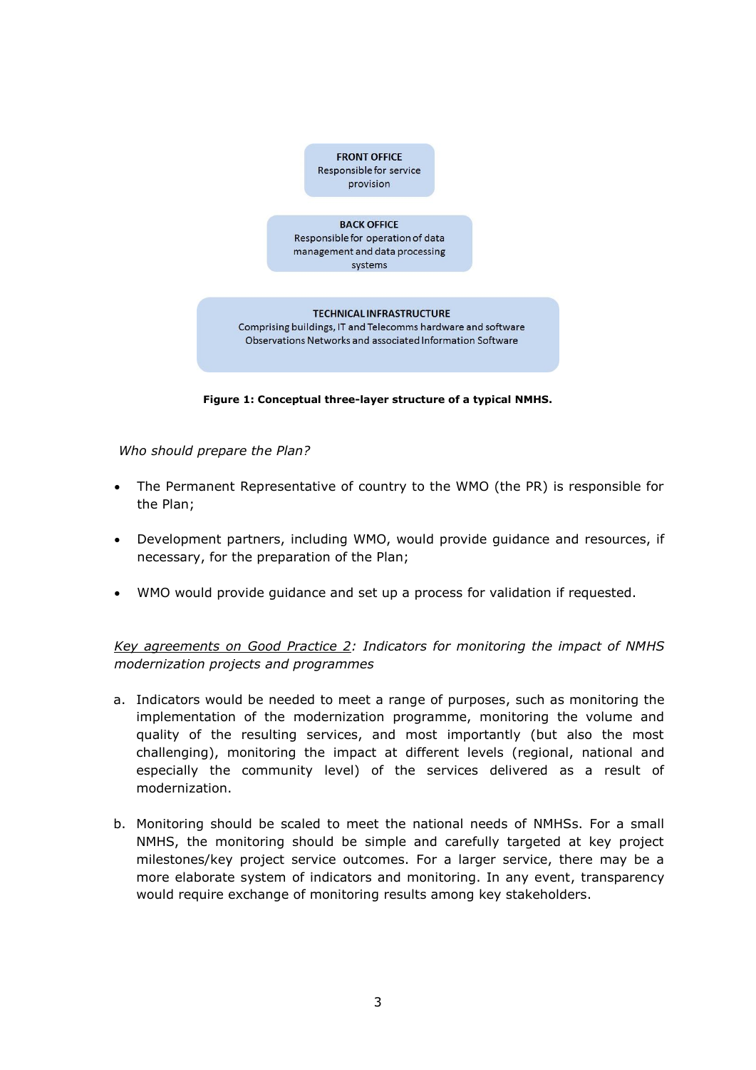**FRONT OFFICE**
Responsible for service provision

**BACK OFFICE**
Responsible for operation of data management and data processing systems

**TECHNICAL INFRASTRUCTURE**
Comprising buildings, IT and Telecomms hardware and software Observations Networks and associated Information Software

**Figure 1: Conceptual three-layer structure of a typical NMHS.**

*Who should prepare the Plan?*

- The Permanent Representative of country to the WMO (the PR) is responsible for the Plan;
- Development partners, including WMO, would provide guidance and resources, if necessary, for the preparation of the Plan;
- WMO would provide guidance and set up a process for validation if requested.

*Key agreements on Good Practice 2: Indicators for monitoring the impact of NMHS modernization projects and programmes*

a. Indicators would be needed to meet a range of purposes, such as monitoring the implementation of the modernization programme, monitoring the volume and quality of the resulting services, and most importantly (but also the most challenging), monitoring the impact at different levels (regional, national and especially the community level) of the services delivered as a result of modernization.

b. Monitoring should be scaled to meet the national needs of NMHSs. For a small NMHS, the monitoring should be simple and carefully targeted at key project milestones/key project service outcomes. For a larger service, there may be a more elaborate system of indicators and monitoring. In any event, transparency would require exchange of monitoring results among key stakeholders.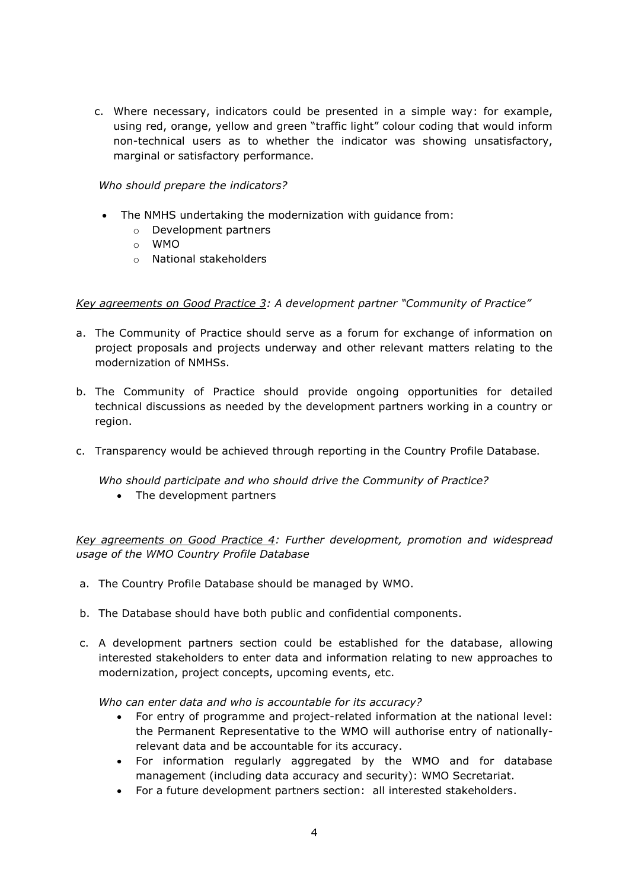c. Where necessary, indicators could be presented in a simple way: for example, using red, orange, yellow and green "traffic light" colour coding that would inform non-technical users as to whether the indicator was showing unsatisfactory, marginal or satisfactory performance.

*Who should prepare the indicators?*

- The NMHS undertaking the modernization with guidance from:
  - Development partners
  - WMO
  - National stakeholders

*<u>Key agreements on Good Practice 3</u>: A development partner "Community of Practice"*

a. The Community of Practice should serve as a forum for exchange of information on project proposals and projects underway and other relevant matters relating to the modernization of NMHSs.

b. The Community of Practice should provide ongoing opportunities for detailed technical discussions as needed by the development partners working in a country or region.

c. Transparency would be achieved through reporting in the Country Profile Database.

*Who should participate and who should drive the Community of Practice?*

- The development partners

*<u>Key agreements on Good Practice 4</u>: Further development, promotion and widespread usage of the WMO Country Profile Database*

a. The Country Profile Database should be managed by WMO.

b. The Database should have both public and confidential components.

c. A development partners section could be established for the database, allowing interested stakeholders to enter data and information relating to new approaches to modernization, project concepts, upcoming events, etc.

*Who can enter data and who is accountable for its accuracy?*

- For entry of programme and project-related information at the national level: the Permanent Representative to the WMO will authorise entry of nationally-relevant data and be accountable for its accuracy.
- For information regularly aggregated by the WMO and for database management (including data accuracy and security): WMO Secretariat.
- For a future development partners section: all interested stakeholders.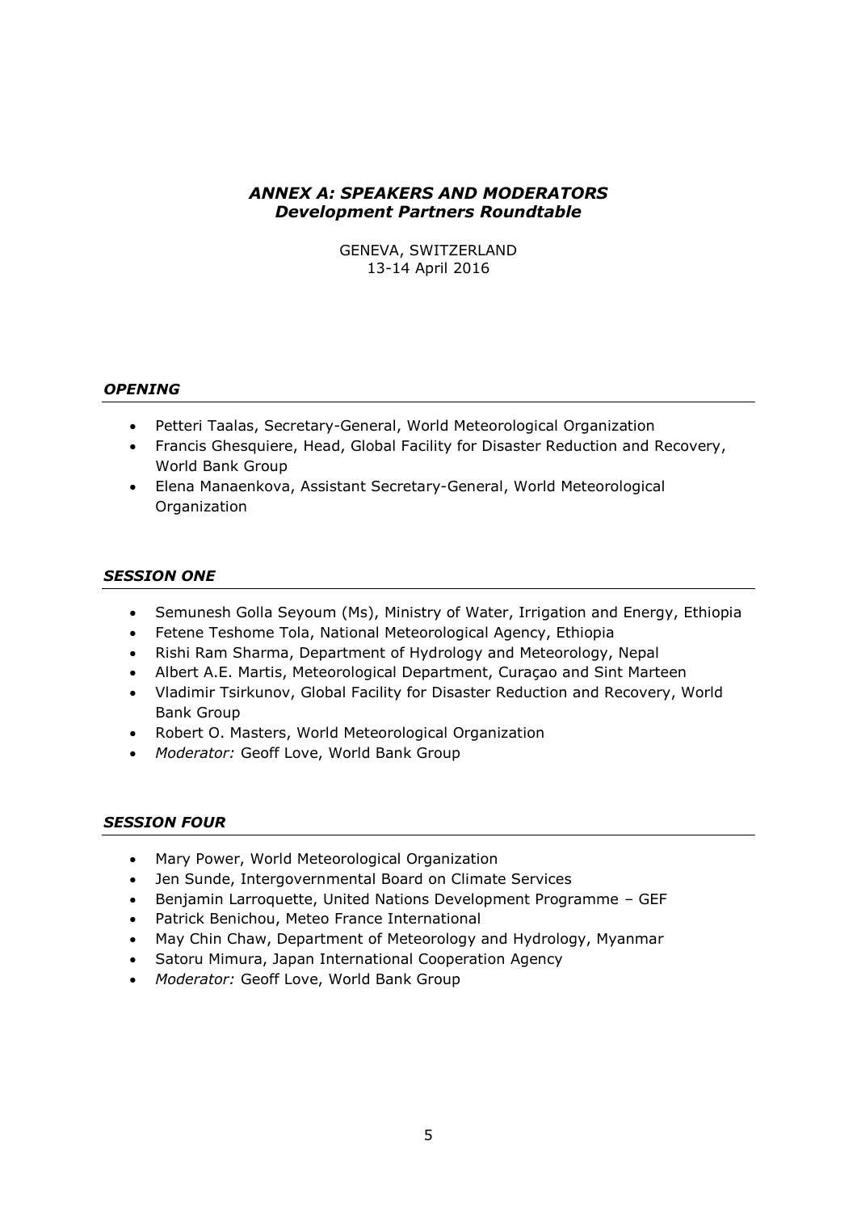# *ANNEX A: SPEAKERS AND MODERATORS*
## *Development Partners Roundtable*

GENEVA, SWITZERLAND
13-14 April 2016

### *OPENING*

- Petteri Taalas, Secretary-General, World Meteorological Organization
- Francis Ghesquiere, Head, Global Facility for Disaster Reduction and Recovery, World Bank Group
- Elena Manaenkova, Assistant Secretary-General, World Meteorological Organization

### *SESSION ONE*

- Semunesh Golla Seyoum (Ms), Ministry of Water, Irrigation and Energy, Ethiopia
- Fetene Teshome Tola, National Meteorological Agency, Ethiopia
- Rishi Ram Sharma, Department of Hydrology and Meteorology, Nepal
- Albert A.E. Martis, Meteorological Department, Curaçao and Sint Marteen
- Vladimir Tsirkunov, Global Facility for Disaster Reduction and Recovery, World Bank Group
- Robert O. Masters, World Meteorological Organization
- *Moderator:* Geoff Love, World Bank Group

### *SESSION FOUR*

- Mary Power, World Meteorological Organization
- Jen Sunde, Intergovernmental Board on Climate Services
- Benjamin Larroquette, United Nations Development Programme – GEF
- Patrick Benichou, Meteo France International
- May Chin Chaw, Department of Meteorology and Hydrology, Myanmar
- Satoru Mimura, Japan International Cooperation Agency
- *Moderator:* Geoff Love, World Bank Group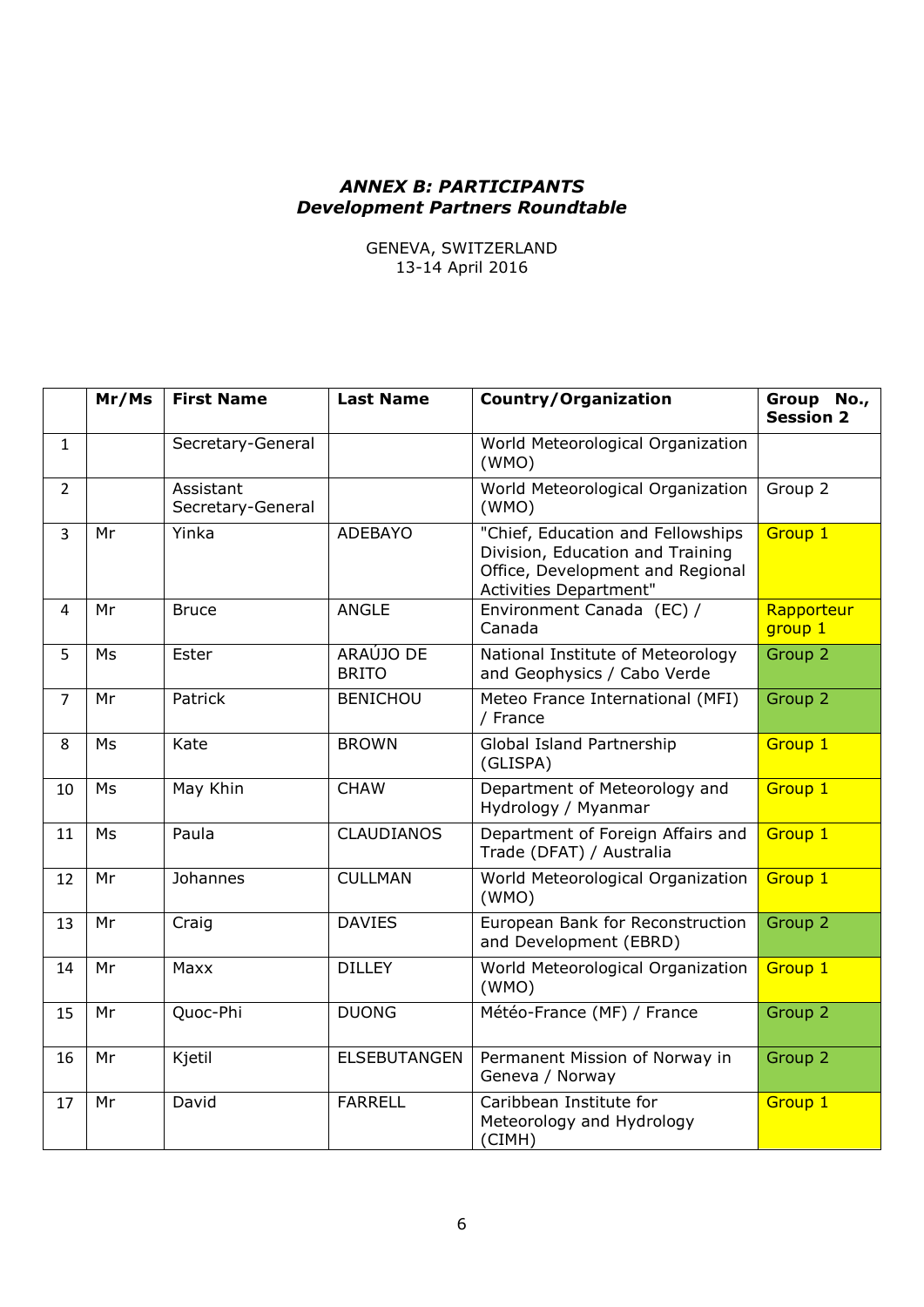***ANNEX B: PARTICIPANTS***
***Development Partners Roundtable***

GENEVA, SWITZERLAND
13-14 April 2016

| | Mr/Ms | First Name | Last Name | Country/Organization | Group No., Session 2 |
|---|---|---|---|---|---|
| 1 | | Secretary-General | | World Meteorological Organization (WMO) | |
| 2 | | Assistant Secretary-General | | World Meteorological Organization (WMO) | Group 2 |
| 3 | Mr | Yinka | ADEBAYO | "Chief, Education and Fellowships Division, Education and Training Office, Development and Regional Activities Department" | Group 1 |
| 4 | Mr | Bruce | ANGLE | Environment Canada (EC) / Canada | Rapporteur group 1 |
| 5 | Ms | Ester | ARAÚJO DE BRITO | National Institute of Meteorology and Geophysics / Cabo Verde | Group 2 |
| 7 | Mr | Patrick | BENICHOU | Meteo France International (MFI) / France | Group 2 |
| 8 | Ms | Kate | BROWN | Global Island Partnership (GLISPA) | Group 1 |
| 10 | Ms | May Khin | CHAW | Department of Meteorology and Hydrology / Myanmar | Group 1 |
| 11 | Ms | Paula | CLAUDIANOS | Department of Foreign Affairs and Trade (DFAT) / Australia | Group 1 |
| 12 | Mr | Johannes | CULLMAN | World Meteorological Organization (WMO) | Group 1 |
| 13 | Mr | Craig | DAVIES | European Bank for Reconstruction and Development (EBRD) | Group 2 |
| 14 | Mr | Maxx | DILLEY | World Meteorological Organization (WMO) | Group 1 |
| 15 | Mr | Quoc-Phi | DUONG | Météo-France (MF) / France | Group 2 |
| 16 | Mr | Kjetil | ELSEBUTANGEN | Permanent Mission of Norway in Geneva / Norway | Group 2 |
| 17 | Mr | David | FARRELL | Caribbean Institute for Meteorology and Hydrology (CIMH) | Group 1 |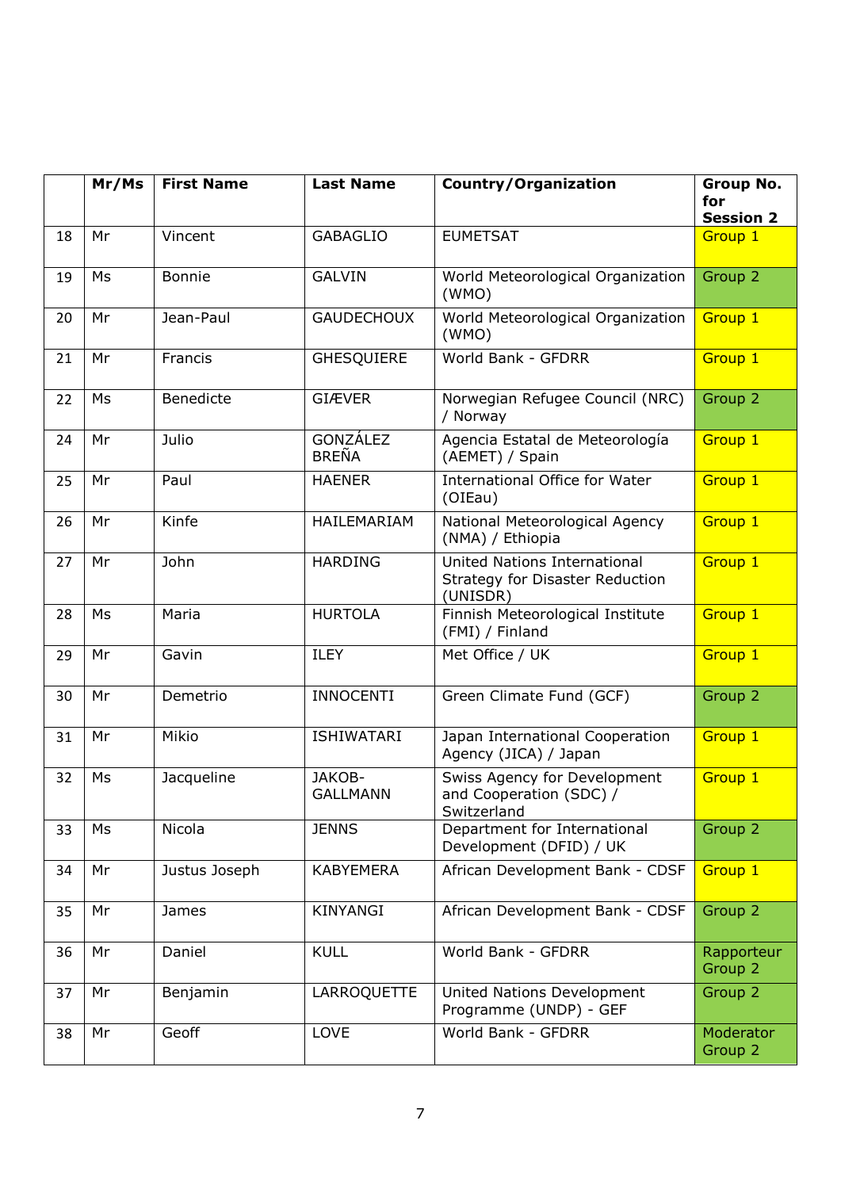|  | Mr/Ms | First Name | Last Name | Country/Organization | Group No. for Session 2 |
|---|---|---|---|---|---|
| 18 | Mr | Vincent | GABAGLIO | EUMETSAT | Group 1 |
| 19 | Ms | Bonnie | GALVIN | World Meteorological Organization (WMO) | Group 2 |
| 20 | Mr | Jean-Paul | GAUDECHOUX | World Meteorological Organization (WMO) | Group 1 |
| 21 | Mr | Francis | GHESQUIERE | World Bank - GFDRR | Group 1 |
| 22 | Ms | Benedicte | GIÆVER | Norwegian Refugee Council (NRC) / Norway | Group 2 |
| 24 | Mr | Julio | GONZÁLEZ BREÑA | Agencia Estatal de Meteorología (AEMET) / Spain | Group 1 |
| 25 | Mr | Paul | HAENER | International Office for Water (OIEau) | Group 1 |
| 26 | Mr | Kinfe | HAILEMARIAM | National Meteorological Agency (NMA) / Ethiopia | Group 1 |
| 27 | Mr | John | HARDING | United Nations International Strategy for Disaster Reduction (UNISDR) | Group 1 |
| 28 | Ms | Maria | HURTOLA | Finnish Meteorological Institute (FMI) / Finland | Group 1 |
| 29 | Mr | Gavin | ILEY | Met Office / UK | Group 1 |
| 30 | Mr | Demetrio | INNOCENTI | Green Climate Fund (GCF) | Group 2 |
| 31 | Mr | Mikio | ISHIWATARI | Japan International Cooperation Agency (JICA) / Japan | Group 1 |
| 32 | Ms | Jacqueline | JAKOB-GALLMANN | Swiss Agency for Development and Cooperation (SDC) / Switzerland | Group 1 |
| 33 | Ms | Nicola | JENNS | Department for International Development (DFID) / UK | Group 2 |
| 34 | Mr | Justus Joseph | KABYEMERA | African Development Bank - CDSF | Group 1 |
| 35 | Mr | James | KINYANGI | African Development Bank - CDSF | Group 2 |
| 36 | Mr | Daniel | KULL | World Bank - GFDRR | Rapporteur Group 2 |
| 37 | Mr | Benjamin | LARROQUETTE | United Nations Development Programme (UNDP) - GEF | Group 2 |
| 38 | Mr | Geoff | LOVE | World Bank - GFDRR | Moderator Group 2 |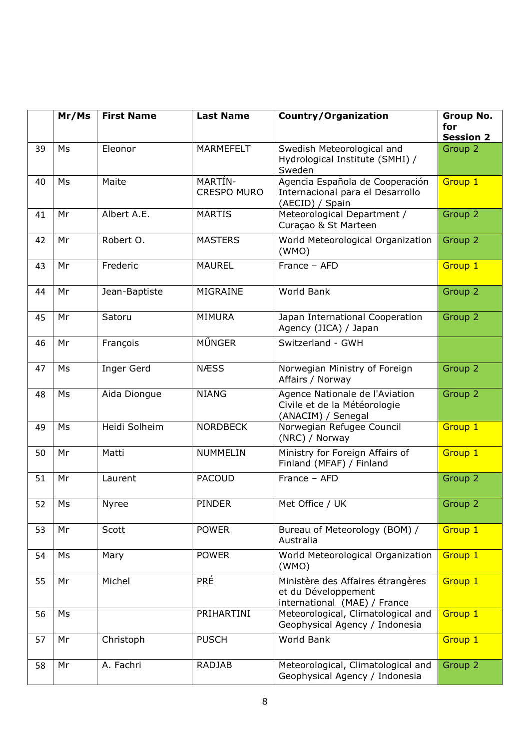|  | Mr/Ms | First Name | Last Name | Country/Organization | Group No. for Session 2 |
|---|---|---|---|---|---|
| 39 | Ms | Eleonor | MARMEFELT | Swedish Meteorological and Hydrological Institute (SMHI) / Sweden | Group 2 |
| 40 | Ms | Maite | MARTÍN-CRESPO MURO | Agencia Española de Cooperación Internacional para el Desarrollo (AECID) / Spain | Group 1 |
| 41 | Mr | Albert A.E. | MARTIS | Meteorological Department / Curaçao & St Marteen | Group 2 |
| 42 | Mr | Robert O. | MASTERS | World Meteorological Organization (WMO) | Group 2 |
| 43 | Mr | Frederic | MAUREL | France – AFD | Group 1 |
| 44 | Mr | Jean-Baptiste | MIGRAINE | World Bank | Group 2 |
| 45 | Mr | Satoru | MIMURA | Japan International Cooperation Agency (JICA) / Japan | Group 2 |
| 46 | Mr | François | MŰNGER | Switzerland - GWH |  |
| 47 | Ms | Inger Gerd | NÆSS | Norwegian Ministry of Foreign Affairs / Norway | Group 2 |
| 48 | Ms | Aida Diongue | NIANG | Agence Nationale de l'Aviation Civile et de la Météorologie (ANACIM) / Senegal | Group 2 |
| 49 | Ms | Heidi Solheim | NORDBECK | Norwegian Refugee Council (NRC) / Norway | Group 1 |
| 50 | Mr | Matti | NUMMELIN | Ministry for Foreign Affairs of Finland (MFAF) / Finland | Group 1 |
| 51 | Mr | Laurent | PACOUD | France – AFD | Group 2 |
| 52 | Ms | Nyree | PINDER | Met Office / UK | Group 2 |
| 53 | Mr | Scott | POWER | Bureau of Meteorology (BOM) / Australia | Group 1 |
| 54 | Ms | Mary | POWER | World Meteorological Organization (WMO) | Group 1 |
| 55 | Mr | Michel | PRÉ | Ministère des Affaires étrangères et du Développement international (MAE) / France | Group 1 |
| 56 | Ms |  | PRIHARTINI | Meteorological, Climatological and Geophysical Agency / Indonesia | Group 1 |
| 57 | Mr | Christoph | PUSCH | World Bank | Group 1 |
| 58 | Mr | A. Fachri | RADJAB | Meteorological, Climatological and Geophysical Agency / Indonesia | Group 2 |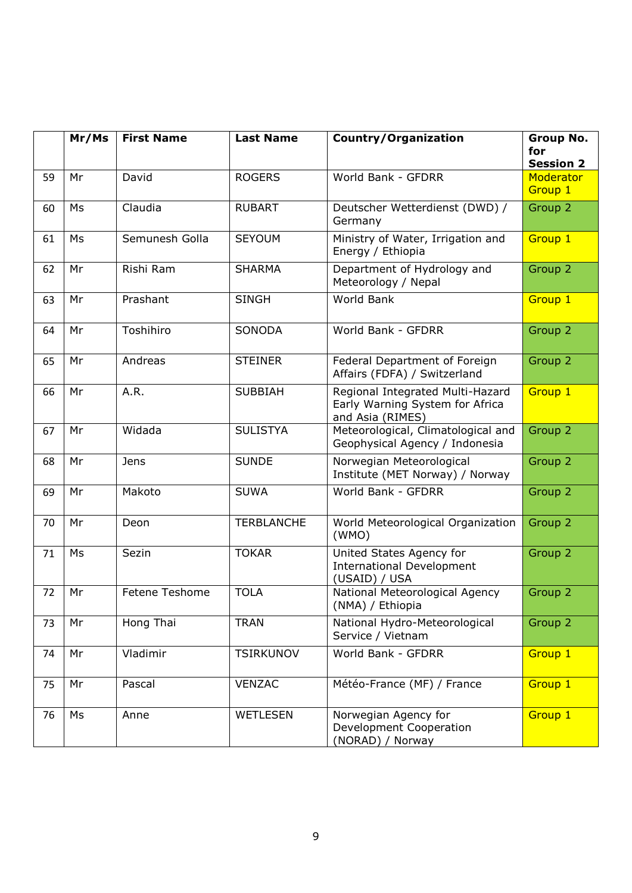| | Mr/Ms | First Name | Last Name | Country/Organization | Group No. for Session 2 |
|---|---|---|---|---|---|
| 59 | Mr | David | ROGERS | World Bank - GFDRR | Moderator Group 1 |
| 60 | Ms | Claudia | RUBART | Deutscher Wetterdienst (DWD) / Germany | Group 2 |
| 61 | Ms | Semunesh Golla | SEYOUM | Ministry of Water, Irrigation and Energy / Ethiopia | Group 1 |
| 62 | Mr | Rishi Ram | SHARMA | Department of Hydrology and Meteorology / Nepal | Group 2 |
| 63 | Mr | Prashant | SINGH | World Bank | Group 1 |
| 64 | Mr | Toshihiro | SONODA | World Bank - GFDRR | Group 2 |
| 65 | Mr | Andreas | STEINER | Federal Department of Foreign Affairs (FDFA) / Switzerland | Group 2 |
| 66 | Mr | A.R. | SUBBIAH | Regional Integrated Multi-Hazard Early Warning System for Africa and Asia (RIMES) | Group 1 |
| 67 | Mr | Widada | SULISTYA | Meteorological, Climatological and Geophysical Agency / Indonesia | Group 2 |
| 68 | Mr | Jens | SUNDE | Norwegian Meteorological Institute (MET Norway) / Norway | Group 2 |
| 69 | Mr | Makoto | SUWA | World Bank - GFDRR | Group 2 |
| 70 | Mr | Deon | TERBLANCHE | World Meteorological Organization (WMO) | Group 2 |
| 71 | Ms | Sezin | TOKAR | United States Agency for International Development (USAID) / USA | Group 2 |
| 72 | Mr | Fetene Teshome | TOLA | National Meteorological Agency (NMA) / Ethiopia | Group 2 |
| 73 | Mr | Hong Thai | TRAN | National Hydro-Meteorological Service / Vietnam | Group 2 |
| 74 | Mr | Vladimir | TSIRKUNOV | World Bank - GFDRR | Group 1 |
| 75 | Mr | Pascal | VENZAC | Météo-France (MF) / France | Group 1 |
| 76 | Ms | Anne | WETLESEN | Norwegian Agency for Development Cooperation (NORAD) / Norway | Group 1 |